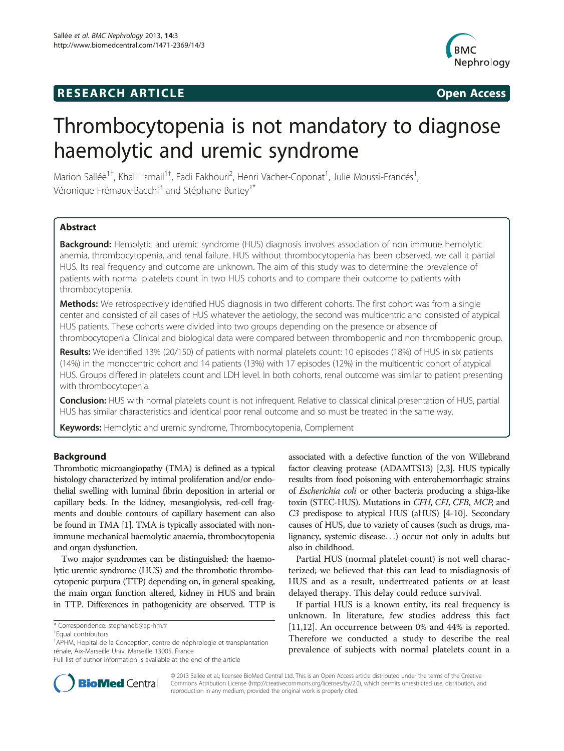RESEARCH ARTICLE Open Access

# Thrombocytopenia is not mandatory to diagnose haemolytic and uremic syndrome

Marion Sallée[1†], Khalil Ismail[1†], Fadi Fakhouri[2], Henri Vacher-Coponat[1], Julie Moussi-Francés[1], Véronique Frémaux-Bacchi[3] and Stéphane Burtey[1*]

## Abstract

**Background:** Hemolytic and uremic syndrome (HUS) diagnosis involves association of non immune hemolytic anemia, thrombocytopenia, and renal failure. HUS without thrombocytopenia has been observed, we call it partial HUS. Its real frequency and outcome are unknown. The aim of this study was to determine the prevalence of patients with normal platelets count in two HUS cohorts and to compare their outcome to patients with thrombocytopenia.

**Methods:** We retrospectively identified HUS diagnosis in two different cohorts. The first cohort was from a single center and consisted of all cases of HUS whatever the aetiology, the second was multicentric and consisted of atypical HUS patients. These cohorts were divided into two groups depending on the presence or absence of thrombocytopenia. Clinical and biological data were compared between thrombopenic and non thrombopenic group.

**Results:** We identified 13% (20/150) of patients with normal platelets count: 10 episodes (18%) of HUS in six patients (14%) in the monocentric cohort and 14 patients (13%) with 17 episodes (12%) in the multicentric cohort of atypical HUS. Groups differed in platelets count and LDH level. In both cohorts, renal outcome was similar to patient presenting with thrombocytopenia.

**Conclusion:** HUS with normal platelets count is not infrequent. Relative to classical clinical presentation of HUS, partial HUS has similar characteristics and identical poor renal outcome and so must be treated in the same way.

**Keywords:** Hemolytic and uremic syndrome, Thrombocytopenia, Complement

## Background

Thrombotic microangiopathy (TMA) is defined as a typical histology characterized by intimal proliferation and/or endothelial swelling with luminal fibrin deposition in arterial or capillary beds. In the kidney, mesangiolysis, red-cell fragments and double contours of capillary basement can also be found in TMA [1]. TMA is typically associated with non-immune mechanical haemolytic anaemia, thrombocytopenia and organ dysfunction.

Two major syndromes can be distinguished: the haemolytic uremic syndrome (HUS) and the thrombotic thrombocytopenic purpura (TTP) depending on, in general speaking, the main organ function altered, kidney in HUS and brain in TTP. Differences in pathogenicity are observed. TTP is associated with a defective function of the von Willebrand factor cleaving protease (ADAMTS13) [2,3]. HUS typically results from food poisoning with enterohemorrhagic strains of *Escherichia coli* or other bacteria producing a shiga-like toxin (STEC-HUS). Mutations in *CFH*, *CFI*, *CFB*, *MCP*, and *C3* predispose to atypical HUS (aHUS) [4-10]. Secondary causes of HUS, due to variety of causes (such as drugs, malignancy, systemic disease…) occur not only in adults but also in childhood.

Partial HUS (normal platelet count) is not well characterized; we believed that this can lead to misdiagnosis of HUS and as a result, undertreated patients or at least delayed therapy. This delay could reduce survival.

If partial HUS is a known entity, its real frequency is unknown. In literature, few studies address this fact [11,12]. An occurrence between 0% and 44% is reported. Therefore we conducted a study to describe the real prevalence of subjects with normal platelets count in a

\* Correspondence: stephaneb@ap-hm.fr
†Equal contributors
[1]APHM, Hopital de la Conception, centre de néphrologie et transplantation rénale, Aix-Marseille Univ, Marseille 13005, France
Full list of author information is available at the end of the article

© 2013 Sallée et al.; licensee BioMed Central Ltd. This is an Open Access article distributed under the terms of the Creative Commons Attribution License (http://creativecommons.org/licenses/by/2.0), which permits unrestricted use, distribution, and reproduction in any medium, provided the original work is properly cited.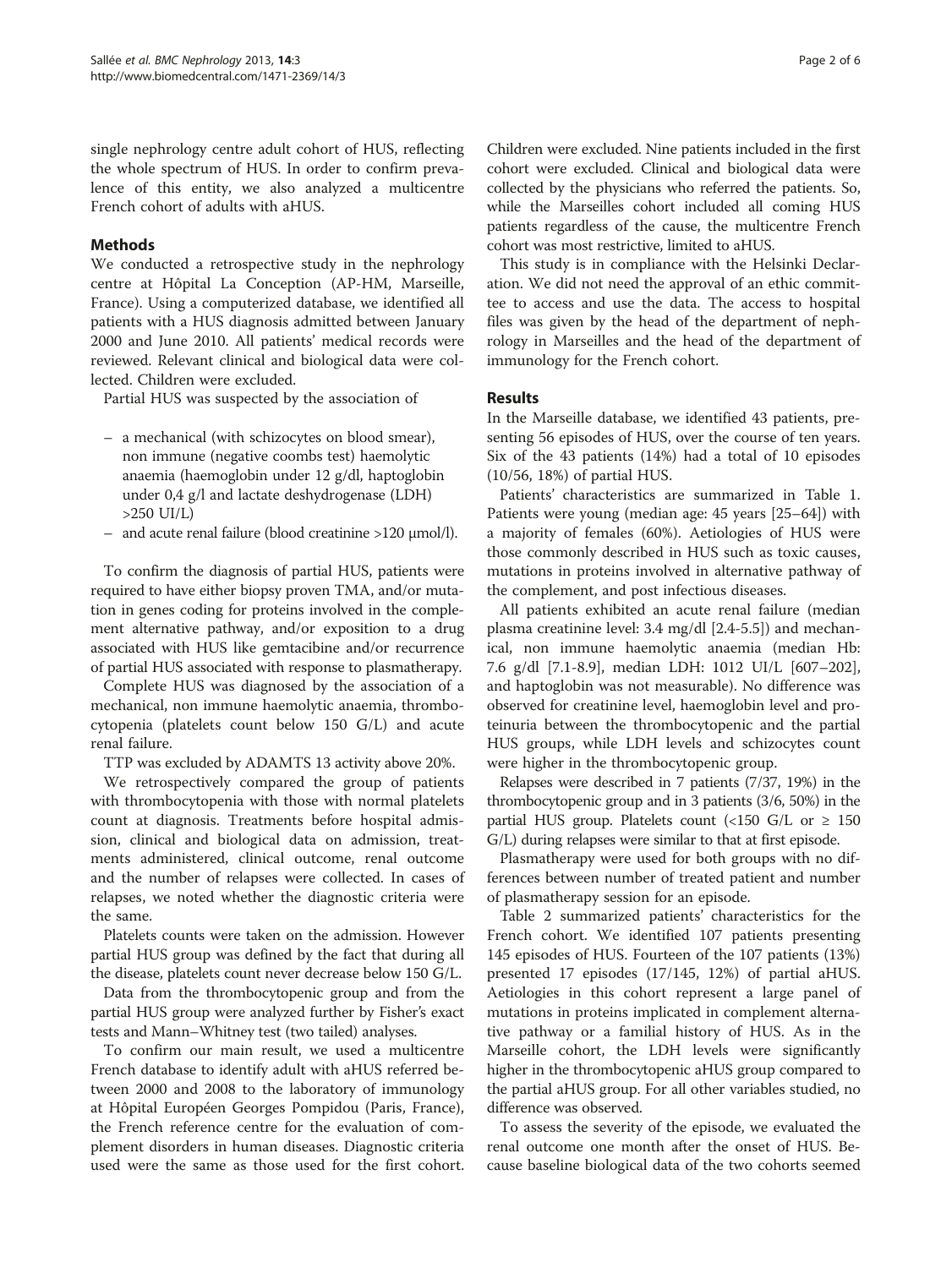single nephrology centre adult cohort of HUS, reflecting the whole spectrum of HUS. In order to confirm prevalence of this entity, we also analyzed a multicentre French cohort of adults with aHUS.

## Methods

We conducted a retrospective study in the nephrology centre at Hôpital La Conception (AP-HM, Marseille, France). Using a computerized database, we identified all patients with a HUS diagnosis admitted between January 2000 and June 2010. All patients' medical records were reviewed. Relevant clinical and biological data were collected. Children were excluded.

Partial HUS was suspected by the association of

- a mechanical (with schizocytes on blood smear), non immune (negative coombs test) haemolytic anaemia (haemoglobin under 12 g/dl, haptoglobin under 0,4 g/l and lactate deshydrogenase (LDH) >250 UI/L)
- and acute renal failure (blood creatinine >120 μmol/l).

To confirm the diagnosis of partial HUS, patients were required to have either biopsy proven TMA, and/or mutation in genes coding for proteins involved in the complement alternative pathway, and/or exposition to a drug associated with HUS like gemtacibine and/or recurrence of partial HUS associated with response to plasmatherapy.

Complete HUS was diagnosed by the association of a mechanical, non immune haemolytic anaemia, thrombocytopenia (platelets count below 150 G/L) and acute renal failure.

TTP was excluded by ADAMTS 13 activity above 20%.

We retrospectively compared the group of patients with thrombocytopenia with those with normal platelets count at diagnosis. Treatments before hospital admission, clinical and biological data on admission, treatments administered, clinical outcome, renal outcome and the number of relapses were collected. In cases of relapses, we noted whether the diagnostic criteria were the same.

Platelets counts were taken on the admission. However partial HUS group was defined by the fact that during all the disease, platelets count never decrease below 150 G/L.

Data from the thrombocytopenic group and from the partial HUS group were analyzed further by Fisher's exact tests and Mann–Whitney test (two tailed) analyses.

To confirm our main result, we used a multicentre French database to identify adult with aHUS referred between 2000 and 2008 to the laboratory of immunology at Hôpital Européen Georges Pompidou (Paris, France), the French reference centre for the evaluation of complement disorders in human diseases. Diagnostic criteria used were the same as those used for the first cohort. Children were excluded. Nine patients included in the first cohort were excluded. Clinical and biological data were collected by the physicians who referred the patients. So, while the Marseilles cohort included all coming HUS patients regardless of the cause, the multicentre French cohort was most restrictive, limited to aHUS.

This study is in compliance with the Helsinki Declaration. We did not need the approval of an ethic committee to access and use the data. The access to hospital files was given by the head of the department of nephrology in Marseilles and the head of the department of immunology for the French cohort.

## Results

In the Marseille database, we identified 43 patients, presenting 56 episodes of HUS, over the course of ten years. Six of the 43 patients (14%) had a total of 10 episodes (10/56, 18%) of partial HUS.

Patients' characteristics are summarized in Table 1. Patients were young (median age: 45 years [25–64]) with a majority of females (60%). Aetiologies of HUS were those commonly described in HUS such as toxic causes, mutations in proteins involved in alternative pathway of the complement, and post infectious diseases.

All patients exhibited an acute renal failure (median plasma creatinine level: 3.4 mg/dl [2.4-5.5]) and mechanical, non immune haemolytic anaemia (median Hb: 7.6 g/dl [7.1-8.9], median LDH: 1012 UI/L [607–202], and haptoglobin was not measurable). No difference was observed for creatinine level, haemoglobin level and proteinuria between the thrombocytopenic and the partial HUS groups, while LDH levels and schizocytes count were higher in the thrombocytopenic group.

Relapses were described in 7 patients (7/37, 19%) in the thrombocytopenic group and in 3 patients (3/6, 50%) in the partial HUS group. Platelets count (<150 G/L or ≥ 150 G/L) during relapses were similar to that at first episode.

Plasmatherapy were used for both groups with no differences between number of treated patient and number of plasmatherapy session for an episode.

Table 2 summarized patients' characteristics for the French cohort. We identified 107 patients presenting 145 episodes of HUS. Fourteen of the 107 patients (13%) presented 17 episodes (17/145, 12%) of partial aHUS. Aetiologies in this cohort represent a large panel of mutations in proteins implicated in complement alternative pathway or a familial history of HUS. As in the Marseille cohort, the LDH levels were significantly higher in the thrombocytopenic aHUS group compared to the partial aHUS group. For all other variables studied, no difference was observed.

To assess the severity of the episode, we evaluated the renal outcome one month after the onset of HUS. Because baseline biological data of the two cohorts seemed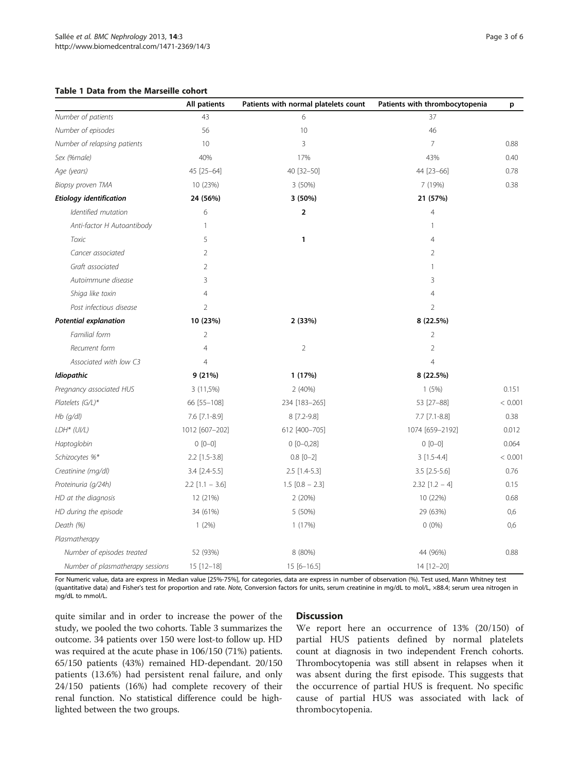**Table 1 Data from the Marseille cohort**

| | All patients | Patients with normal platelets count | Patients with thrombocytopenia | p |
|---|---|---|---|---|
| *Number of patients* | 43 | 6 | 37 | |
| *Number of episodes* | 56 | 10 | 46 | |
| *Number of relapsing patients* | 10 | 3 | 7 | 0.88 |
| *Sex (%male)* | 40% | 17% | 43% | 0.40 |
| *Age (years)* | 45 [25–64] | 40 [32–50] | 44 [23–66] | 0.78 |
| *Biopsy proven TMA* | 10 (23%) | 3 (50%) | 7 (19%) | 0.38 |
| ***Etiology identification*** | **24 (56%)** | **3 (50%)** | **21 (57%)** | |
| *Identified mutation* | 6 | **2** | 4 | |
| *Anti-factor H Autoantibody* | 1 | | 1 | |
| *Toxic* | 5 | **1** | 4 | |
| *Cancer associated* | 2 | | 2 | |
| *Graft associated* | 2 | | 1 | |
| *Autoimmune disease* | 3 | | 3 | |
| *Shiga like toxin* | 4 | | 4 | |
| *Post infectious disease* | 2 | | 2 | |
| ***Potential explanation*** | **10 (23%)** | **2 (33%)** | **8 (22.5%)** | |
| *Familial form* | 2 | | 2 | |
| *Recurrent form* | 4 | 2 | 2 | |
| *Associated with low C3* | 4 | | 4 | |
| ***Idiopathic*** | **9 (21%)** | **1 (17%)** | **8 (22.5%)** | |
| *Pregnancy associated HUS* | 3 (11,5%) | 2 (40%) | 1 (5%) | 0.151 |
| *Platelets (G/L)** | 66 [55–108] | 234 [183–265] | 53 [27–88] | < 0.001 |
| *Hb (g/dl)* | 7.6 [7.1-8.9] | 8 [7.2-9.8] | 7.7 [7.1-8.8] | 0.38 |
| *LDH* (UI/L)* | 1012 [607–202] | 612 [400–705] | 1074 [659–2192] | 0.012 |
| *Haptoglobin* | 0 [0–0] | 0 [0–0,28] | 0 [0–0] | 0.064 |
| *Schizocytes %** | 2.2 [1.5-3.8] | 0.8 [0–2] | 3 [1.5-4.4] | < 0.001 |
| *Creatinine (mg/dl)* | 3.4 [2.4-5.5] | 2.5 [1.4-5.3] | 3.5 [2.5-5.6] | 0.76 |
| *Proteinuria (g/24h)* | 2.2 [1.1 – 3.6] | 1.5 [0.8 – 2.3] | 2.32 [1.2 – 4] | 0.15 |
| *HD at the diagnosis* | 12 (21%) | 2 (20%) | 10 (22%) | 0.68 |
| *HD during the episode* | 34 (61%) | 5 (50%) | 29 (63%) | 0,6 |
| *Death (%)* | 1 (2%) | 1 (17%) | 0 (0%) | 0,6 |
| *Plasmatherapy* | | | | |
| *Number of episodes treated* | 52 (93%) | 8 (80%) | 44 (96%) | 0.88 |
| *Number of plasmatherapy sessions* | 15 [12–18] | 15 [6–16.5] | 14 [12–20] | |

For Numeric value, data are express in Median value [25%-75%], for categories, data are express in number of observation (%). Test used, Mann Whitney test (quantitative data) and Fisher's test for proportion and rate. *Note,* Conversion factors for units, serum creatinine in mg/dL to mol/L, ×88.4; serum urea nitrogen in mg/dL to mmol/L.

quite similar and in order to increase the power of the study, we pooled the two cohorts. Table 3 summarizes the outcome. 34 patients over 150 were lost-to follow up. HD was required at the acute phase in 106/150 (71%) patients. 65/150 patients (43%) remained HD-dependant. 20/150 patients (13.6%) had persistent renal failure, and only 24/150 patients (16%) had complete recovery of their renal function. No statistical difference could be highlighted between the two groups.

## Discussion

We report here an occurrence of 13% (20/150) of partial HUS patients defined by normal platelets count at diagnosis in two independent French cohorts. Thrombocytopenia was still absent in relapses when it was absent during the first episode. This suggests that the occurrence of partial HUS is frequent. No specific cause of partial HUS was associated with lack of thrombocytopenia.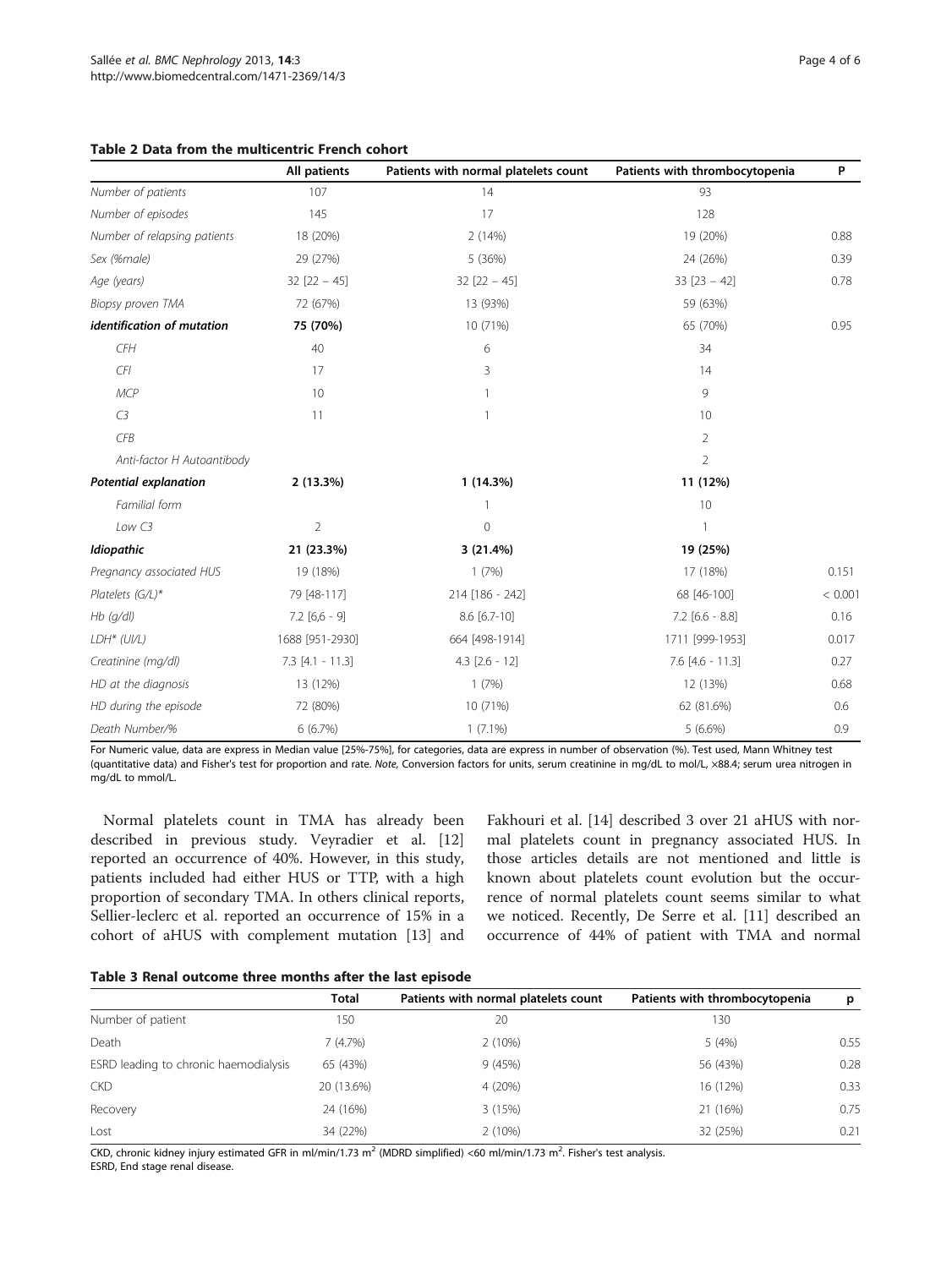**Table 2 Data from the multicentric French cohort**

| | All patients | Patients with normal platelets count | Patients with thrombocytopenia | P |
|---|---|---|---|---|
| *Number of patients* | 107 | 14 | 93 | |
| *Number of episodes* | 145 | 17 | 128 | |
| *Number of relapsing patients* | 18 (20%) | 2 (14%) | 19 (20%) | 0.88 |
| *Sex (%male)* | 29 (27%) | 5 (36%) | 24 (26%) | 0.39 |
| *Age (years)* | 32 [22 – 45] | 32 [22 – 45] | 33 [23 – 42] | 0.78 |
| *Biopsy proven TMA* | 72 (67%) | 13 (93%) | 59 (63%) | |
| ***identification of mutation*** | **75 (70%)** | 10 (71%) | 65 (70%) | 0.95 |
| *CFH* | 40 | 6 | 34 | |
| *CFI* | 17 | 3 | 14 | |
| *MCP* | 10 | 1 | 9 | |
| *C3* | 11 | 1 | 10 | |
| *CFB* | | | 2 | |
| *Anti-factor H Autoantibody* | | | 2 | |
| ***Potential explanation*** | **2 (13.3%)** | **1 (14.3%)** | **11 (12%)** | |
| *Familial form* | | 1 | 10 | |
| *Low C3* | 2 | 0 | 1 | |
| ***Idiopathic*** | **21 (23.3%)** | **3 (21.4%)** | **19 (25%)** | |
| *Pregnancy associated HUS* | 19 (18%) | 1 (7%) | 17 (18%) | 0.151 |
| *Platelets (G/L)** | 79 [48-117] | 214 [186 - 242] | 68 [46-100] | < 0.001 |
| *Hb (g/dl)* | 7.2 [6,6 - 9] | 8.6 [6.7-10] | 7.2 [6.6 - 8.8] | 0.16 |
| *LDH* (UI/L)* | 1688 [951-2930] | 664 [498-1914] | 1711 [999-1953] | 0.017 |
| *Creatinine (mg/dl)* | 7.3 [4.1 - 11.3] | 4.3 [2.6 - 12] | 7.6 [4.6 - 11.3] | 0.27 |
| *HD at the diagnosis* | 13 (12%) | 1 (7%) | 12 (13%) | 0.68 |
| *HD during the episode* | 72 (80%) | 10 (71%) | 62 (81.6%) | 0.6 |
| *Death Number/%* | 6 (6.7%) | 1 (7.1%) | 5 (6.6%) | 0.9 |

For Numeric value, data are express in Median value [25%-75%], for categories, data are express in number of observation (%). Test used, Mann Whitney test (quantitative data) and Fisher's test for proportion and rate. *Note,* Conversion factors for units, serum creatinine in mg/dL to mol/L, ×88.4; serum urea nitrogen in mg/dL to mmol/L.

Normal platelets count in TMA has already been described in previous study. Veyradier et al. [12] reported an occurrence of 40%. However, in this study, patients included had either HUS or TTP, with a high proportion of secondary TMA. In others clinical reports, Sellier-leclerc et al. reported an occurrence of 15% in a cohort of aHUS with complement mutation [13] and Fakhouri et al. [14] described 3 over 21 aHUS with normal platelets count in pregnancy associated HUS. In those articles details are not mentioned and little is known about platelets count evolution but the occurrence of normal platelets count seems similar to what we noticed. Recently, De Serre et al. [11] described an occurrence of 44% of patient with TMA and normal

**Table 3 Renal outcome three months after the last episode**

| | Total | Patients with normal platelets count | Patients with thrombocytopenia | p |
|---|---|---|---|---|
| Number of patient | 150 | 20 | 130 | |
| Death | 7 (4.7%) | 2 (10%) | 5 (4%) | 0.55 |
| ESRD leading to chronic haemodialysis | 65 (43%) | 9 (45%) | 56 (43%) | 0.28 |
| CKD | 20 (13.6%) | 4 (20%) | 16 (12%) | 0.33 |
| Recovery | 24 (16%) | 3 (15%) | 21 (16%) | 0.75 |
| Lost | 34 (22%) | 2 (10%) | 32 (25%) | 0.21 |

CKD, chronic kidney injury estimated GFR in ml/min/1.73 $m^2$ (MDRD simplified) <60 ml/min/1.73 $m^2$. Fisher's test analysis.
ESRD, End stage renal disease.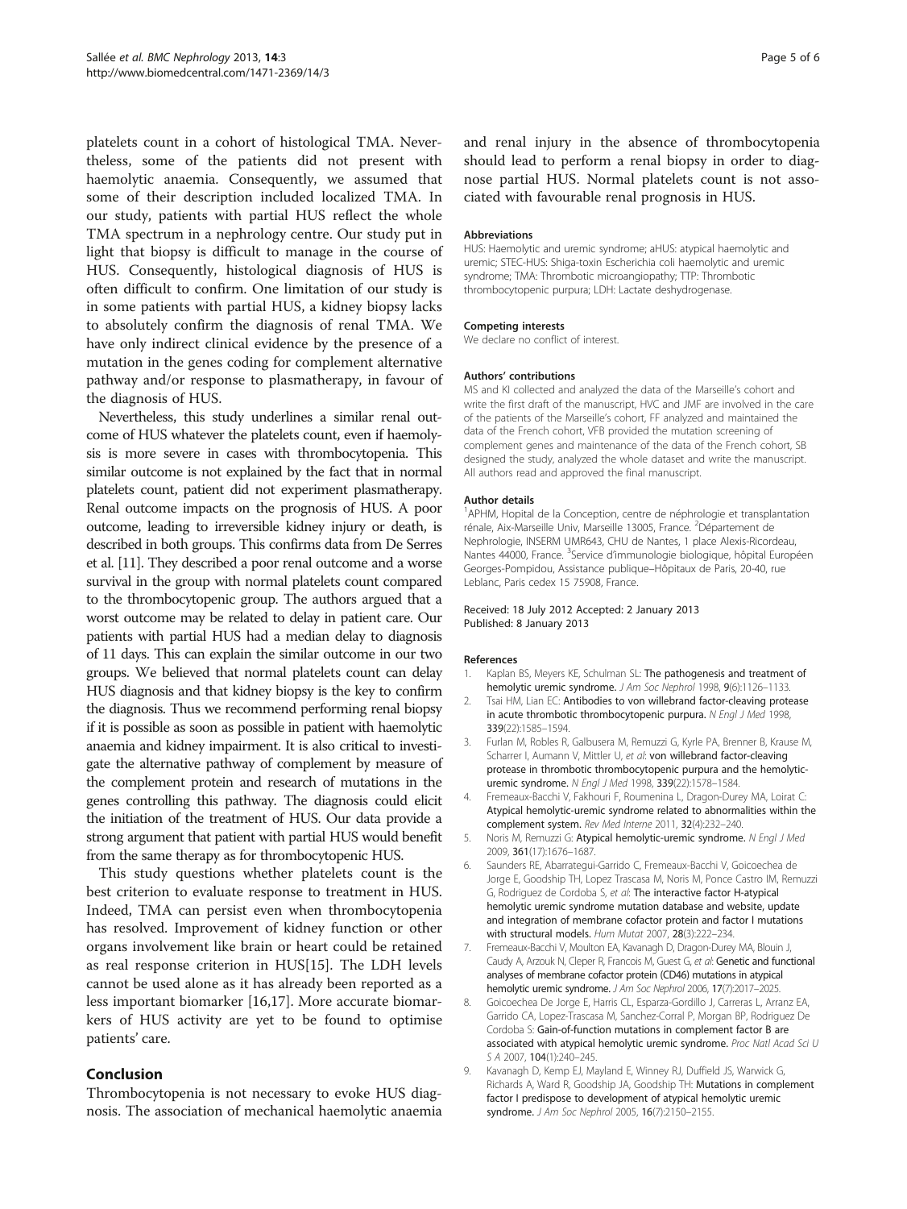platelets count in a cohort of histological TMA. Nevertheless, some of the patients did not present with haemolytic anaemia. Consequently, we assumed that some of their description included localized TMA. In our study, patients with partial HUS reflect the whole TMA spectrum in a nephrology centre. Our study put in light that biopsy is difficult to manage in the course of HUS. Consequently, histological diagnosis of HUS is often difficult to confirm. One limitation of our study is in some patients with partial HUS, a kidney biopsy lacks to absolutely confirm the diagnosis of renal TMA. We have only indirect clinical evidence by the presence of a mutation in the genes coding for complement alternative pathway and/or response to plasmatherapy, in favour of the diagnosis of HUS.

Nevertheless, this study underlines a similar renal outcome of HUS whatever the platelets count, even if haemolysis is more severe in cases with thrombocytopenia. This similar outcome is not explained by the fact that in normal platelets count, patient did not experiment plasmatherapy. Renal outcome impacts on the prognosis of HUS. A poor outcome, leading to irreversible kidney injury or death, is described in both groups. This confirms data from De Serres et al. [11]. They described a poor renal outcome and a worse survival in the group with normal platelets count compared to the thrombocytopenic group. The authors argued that a worst outcome may be related to delay in patient care. Our patients with partial HUS had a median delay to diagnosis of 11 days. This can explain the similar outcome in our two groups. We believed that normal platelets count can delay HUS diagnosis and that kidney biopsy is the key to confirm the diagnosis. Thus we recommend performing renal biopsy if it is possible as soon as possible in patient with haemolytic anaemia and kidney impairment. It is also critical to investigate the alternative pathway of complement by measure of the complement protein and research of mutations in the genes controlling this pathway. The diagnosis could elicit the initiation of the treatment of HUS. Our data provide a strong argument that patient with partial HUS would benefit from the same therapy as for thrombocytopenic HUS.

This study questions whether platelets count is the best criterion to evaluate response to treatment in HUS. Indeed, TMA can persist even when thrombocytopenia has resolved. Improvement of kidney function or other organs involvement like brain or heart could be retained as real response criterion in HUS[15]. The LDH levels cannot be used alone as it has already been reported as a less important biomarker [16,17]. More accurate biomarkers of HUS activity are yet to be found to optimise patients' care.

## Conclusion

Thrombocytopenia is not necessary to evoke HUS diagnosis. The association of mechanical haemolytic anaemia and renal injury in the absence of thrombocytopenia should lead to perform a renal biopsy in order to diagnose partial HUS. Normal platelets count is not associated with favourable renal prognosis in HUS.

#### Abbreviations

HUS: Haemolytic and uremic syndrome; aHUS: atypical haemolytic and uremic; STEC-HUS: Shiga-toxin Escherichia coli haemolytic and uremic syndrome; TMA: Thrombotic microangiopathy; TTP: Thrombotic thrombocytopenic purpura; LDH: Lactate deshydrogenase.

#### Competing interests

We declare no conflict of interest.

#### Authors' contributions

MS and KI collected and analyzed the data of the Marseille's cohort and write the first draft of the manuscript, HVC and JMF are involved in the care of the patients of the Marseille's cohort, FF analyzed and maintained the data of the French cohort, VFB provided the mutation screening of complement genes and maintenance of the data of the French cohort, SB designed the study, analyzed the whole dataset and write the manuscript. All authors read and approved the final manuscript.

#### Author details

[1]APHM, Hopital de la Conception, centre de néphrologie et transplantation rénale, Aix-Marseille Univ, Marseille 13005, France. [2]Département de Nephrologie, INSERM UMR643, CHU de Nantes, 1 place Alexis-Ricordeau, Nantes 44000, France. [3]Service d'immunologie biologique, hôpital Européen Georges-Pompidou, Assistance publique–Hôpitaux de Paris, 20-40, rue Leblanc, Paris cedex 15 75908, France.

Received: 18 July 2012 Accepted: 2 January 2013
Published: 8 January 2013

#### References

1. Kaplan BS, Meyers KE, Schulman SL: **The pathogenesis and treatment of hemolytic uremic syndrome.** *J Am Soc Nephrol* 1998, **9**(6):1126–1133.
2. Tsai HM, Lian EC: **Antibodies to von willebrand factor-cleaving protease in acute thrombotic thrombocytopenic purpura.** *N Engl J Med* 1998, **339**(22):1585–1594.
3. Furlan M, Robles R, Galbusera M, Remuzzi G, Kyrle PA, Brenner B, Krause M, Scharrer I, Aumann V, Mittler U, *et al*: **von willebrand factor-cleaving protease in thrombotic thrombocytopenic purpura and the hemolytic-uremic syndrome.** *N Engl J Med* 1998, **339**(22):1578–1584.
4. Fremeaux-Bacchi V, Fakhouri F, Roumenina L, Dragon-Durey MA, Loirat C: **Atypical hemolytic-uremic syndrome related to abnormalities within the complement system.** *Rev Med Interne* 2011, **32**(4):232–240.
5. Noris M, Remuzzi G: **Atypical hemolytic-uremic syndrome.** *N Engl J Med* 2009, **361**(17):1676–1687.
6. Saunders RE, Abarrategui-Garrido C, Fremeaux-Bacchi V, Goicoechea de Jorge E, Goodship TH, Lopez Trascasa M, Noris M, Ponce Castro IM, Remuzzi G, Rodriguez de Cordoba S, *et al*: **The interactive factor H-atypical hemolytic uremic syndrome mutation database and website, update and integration of membrane cofactor protein and factor I mutations with structural models.** *Hum Mutat* 2007, **28**(3):222–234.
7. Fremeaux-Bacchi V, Moulton EA, Kavanagh D, Dragon-Durey MA, Blouin J, Caudy A, Arzouk N, Cleper R, Francois M, Guest G, *et al*: **Genetic and functional analyses of membrane cofactor protein (CD46) mutations in atypical hemolytic uremic syndrome.** *J Am Soc Nephrol* 2006, **17**(7):2017–2025.
8. Goicoechea De Jorge E, Harris CL, Esparza-Gordillo J, Carreras L, Arranz EA, Garrido CA, Lopez-Trascasa M, Sanchez-Corral P, Morgan BP, Rodriguez De Cordoba S: **Gain-of-function mutations in complement factor B are associated with atypical hemolytic uremic syndrome.** *Proc Natl Acad Sci U S A* 2007, **104**(1):240–245.
9. Kavanagh D, Kemp EJ, Mayland E, Winney RJ, Duffield JS, Warwick G, Richards A, Ward R, Goodship JA, Goodship TH: **Mutations in complement factor I predispose to development of atypical hemolytic uremic syndrome.** *J Am Soc Nephrol* 2005, **16**(7):2150–2155.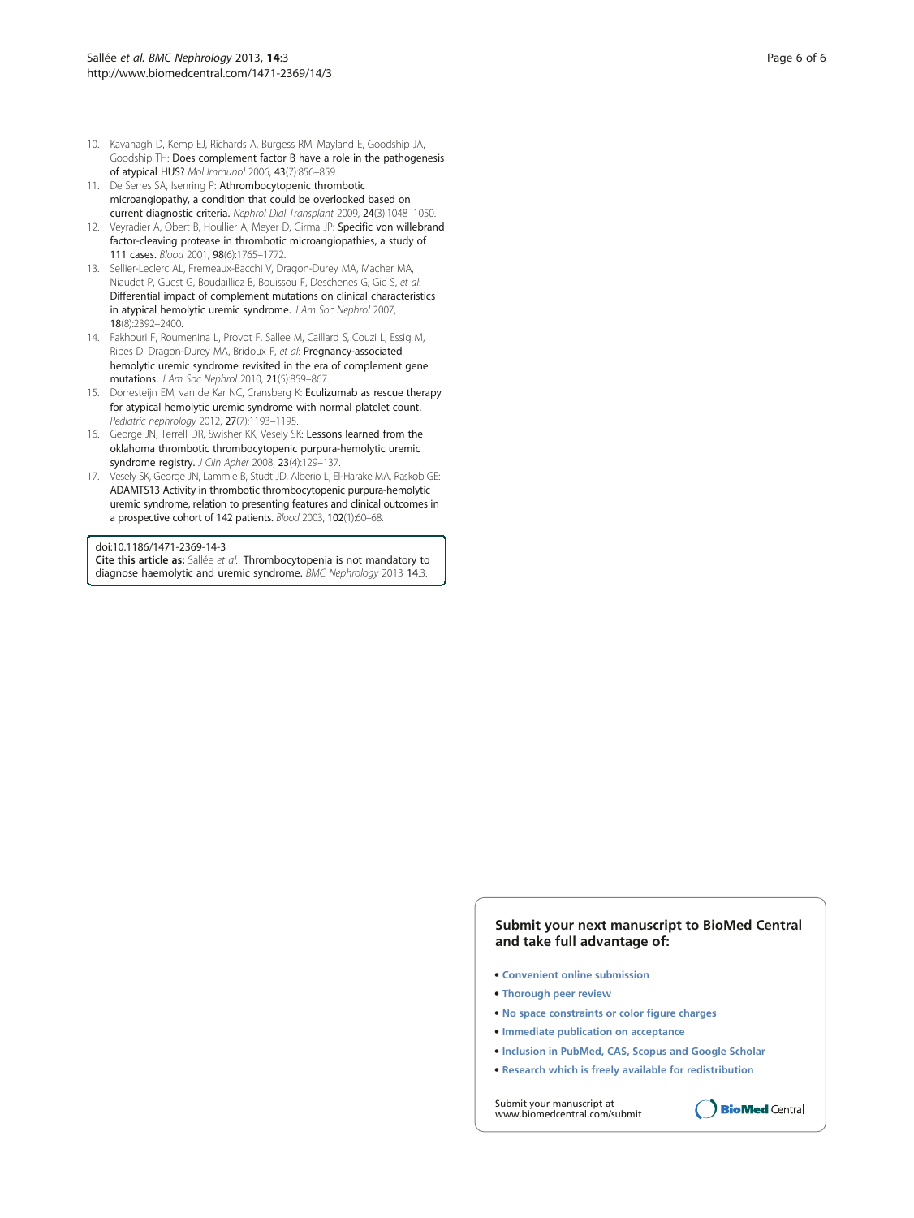10. Kavanagh D, Kemp EJ, Richards A, Burgess RM, Mayland E, Goodship JA, Goodship TH: **Does complement factor B have a role in the pathogenesis of atypical HUS?** *Mol Immunol* 2006, **43**(7):856–859.
11. De Serres SA, Isenring P: **Athrombocytopenic thrombotic microangiopathy, a condition that could be overlooked based on current diagnostic criteria.** *Nephrol Dial Transplant* 2009, **24**(3):1048–1050.
12. Veyradier A, Obert B, Houllier A, Meyer D, Girma JP: **Specific von willebrand factor-cleaving protease in thrombotic microangiopathies, a study of 111 cases.** *Blood* 2001, **98**(6):1765–1772.
13. Sellier-Leclerc AL, Fremeaux-Bacchi V, Dragon-Durey MA, Macher MA, Niaudet P, Guest G, Boudailliez B, Bouissou F, Deschenes G, Gie S, *et al*: **Differential impact of complement mutations on clinical characteristics in atypical hemolytic uremic syndrome.** *J Am Soc Nephrol* 2007, **18**(8):2392–2400.
14. Fakhouri F, Roumenina L, Provot F, Sallee M, Caillard S, Couzi L, Essig M, Ribes D, Dragon-Durey MA, Bridoux F, *et al*: **Pregnancy-associated hemolytic uremic syndrome revisited in the era of complement gene mutations.** *J Am Soc Nephrol* 2010, **21**(5):859–867.
15. Dorresteijn EM, van de Kar NC, Cransberg K: **Eculizumab as rescue therapy for atypical hemolytic uremic syndrome with normal platelet count.** *Pediatric nephrology* 2012, **27**(7):1193–1195.
16. George JN, Terrell DR, Swisher KK, Vesely SK: **Lessons learned from the oklahoma thrombotic thrombocytopenic purpura-hemolytic uremic syndrome registry.** *J Clin Apher* 2008, **23**(4):129–137.
17. Vesely SK, George JN, Lammle B, Studt JD, Alberio L, El-Harake MA, Raskob GE: **ADAMTS13 Activity in thrombotic thrombocytopenic purpura-hemolytic uremic syndrome, relation to presenting features and clinical outcomes in a prospective cohort of 142 patients.** *Blood* 2003, **102**(1):60–68.

doi:10.1186/1471-2369-14-3

**Cite this article as:** Sallée *et al.*: Thrombocytopenia is not mandatory to diagnose haemolytic and uremic syndrome. *BMC Nephrology* 2013 **14**:3.

**Submit your next manuscript to BioMed Central and take full advantage of:**

- **Convenient online submission**
- **Thorough peer review**
- **No space constraints or color figure charges**
- **Immediate publication on acceptance**
- **Inclusion in PubMed, CAS, Scopus and Google Scholar**
- **Research which is freely available for redistribution**

Submit your manuscript at
www.biomedcentral.com/submit

BioMed Central